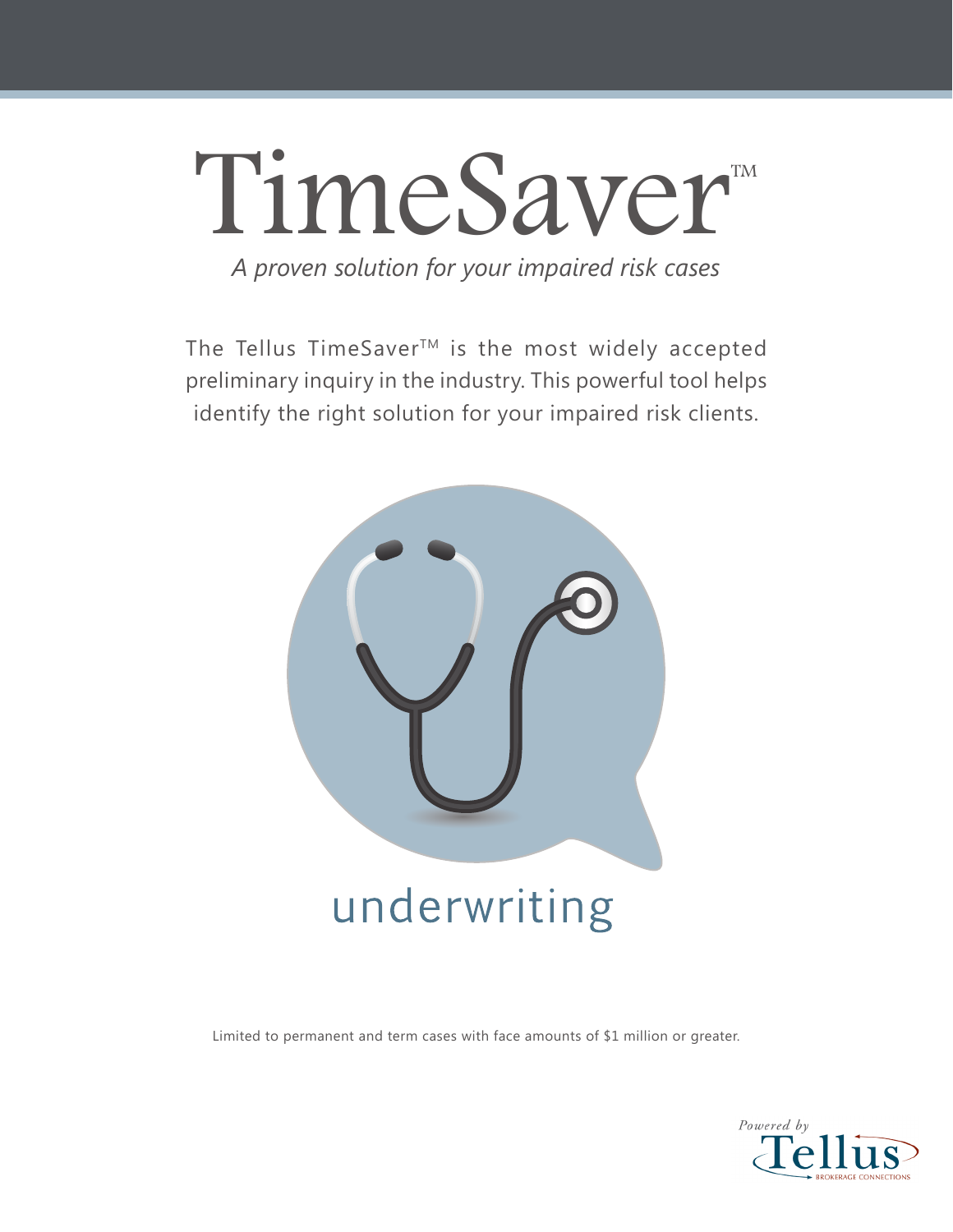# TimeSaver™

*A proven solution for your impaired risk cases*

The Tellus TimeSaver™ is the most widely accepted preliminary inquiry in the industry. This powerful tool helps identify the right solution for your impaired risk clients.

## underwriting

Limited to permanent and term cases with face amounts of $1 million or greater.

*Powered by* Tellus

BROKERAGE CONNECTIONS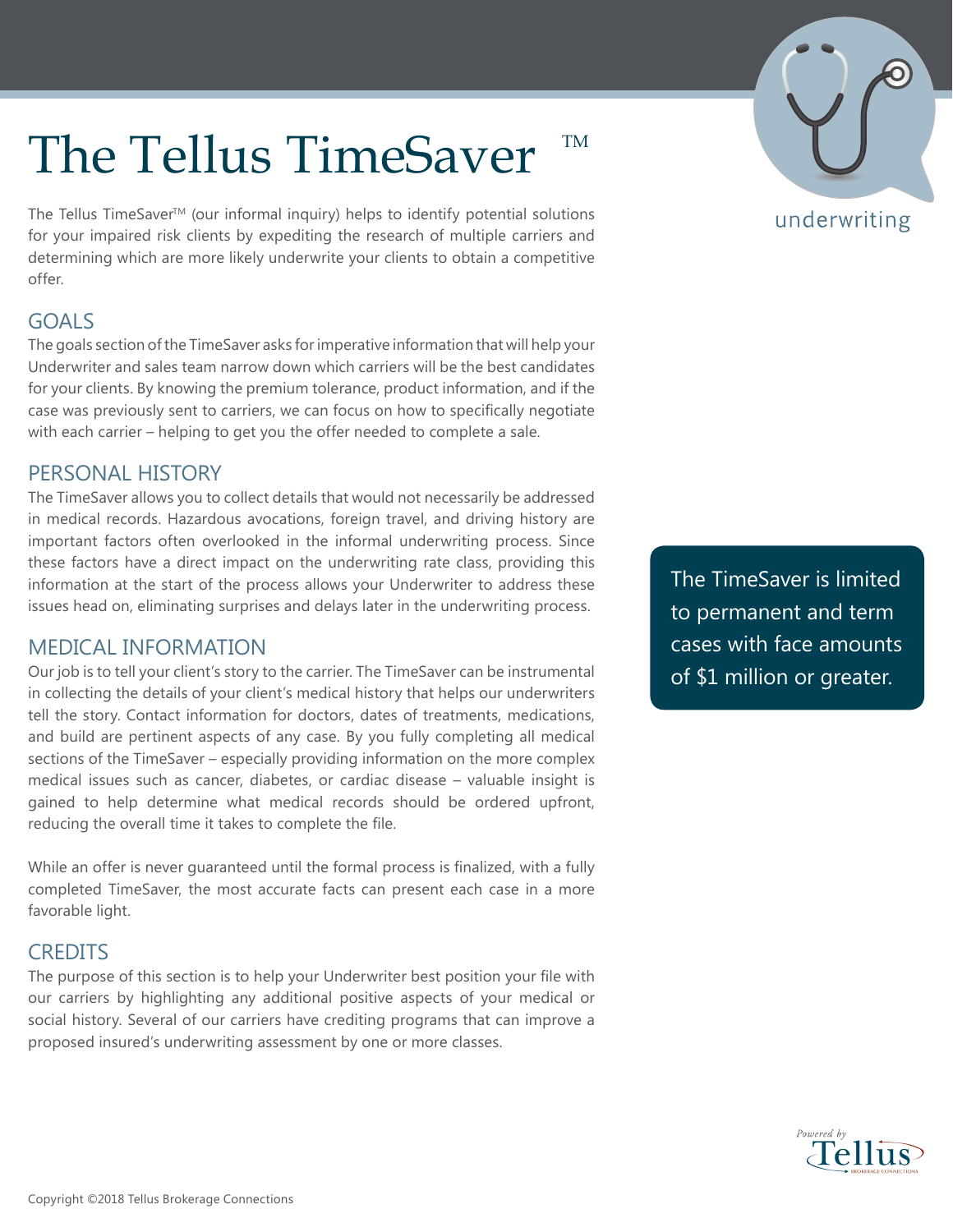# The Tellus TimeSaver™

The Tellus TimeSaver™ (our informal inquiry) helps to identify potential solutions for your impaired risk clients by expediting the research of multiple carriers and determining which are more likely underwrite your clients to obtain a competitive offer.

underwriting

## GOALS

The goals section of the TimeSaver asks for imperative information that will help your Underwriter and sales team narrow down which carriers will be the best candidates for your clients. By knowing the premium tolerance, product information, and if the case was previously sent to carriers, we can focus on how to specifically negotiate with each carrier – helping to get you the offer needed to complete a sale.

## PERSONAL HISTORY

The TimeSaver allows you to collect details that would not necessarily be addressed in medical records. Hazardous avocations, foreign travel, and driving history are important factors often overlooked in the informal underwriting process. Since these factors have a direct impact on the underwriting rate class, providing this information at the start of the process allows your Underwriter to address these issues head on, eliminating surprises and delays later in the underwriting process.

The TimeSaver is limited to permanent and term cases with face amounts of $1 million or greater.

## MEDICAL INFORMATION

Our job is to tell your client's story to the carrier. The TimeSaver can be instrumental in collecting the details of your client's medical history that helps our underwriters tell the story. Contact information for doctors, dates of treatments, medications, and build are pertinent aspects of any case. By you fully completing all medical sections of the TimeSaver – especially providing information on the more complex medical issues such as cancer, diabetes, or cardiac disease – valuable insight is gained to help determine what medical records should be ordered upfront, reducing the overall time it takes to complete the file.

While an offer is never guaranteed until the formal process is finalized, with a fully completed TimeSaver, the most accurate facts can present each case in a more favorable light.

## CREDITS

The purpose of this section is to help your Underwriter best position your file with our carriers by highlighting any additional positive aspects of your medical or social history. Several of our carriers have crediting programs that can improve a proposed insured's underwriting assessment by one or more classes.

Copyright ©2018 Tellus Brokerage Connections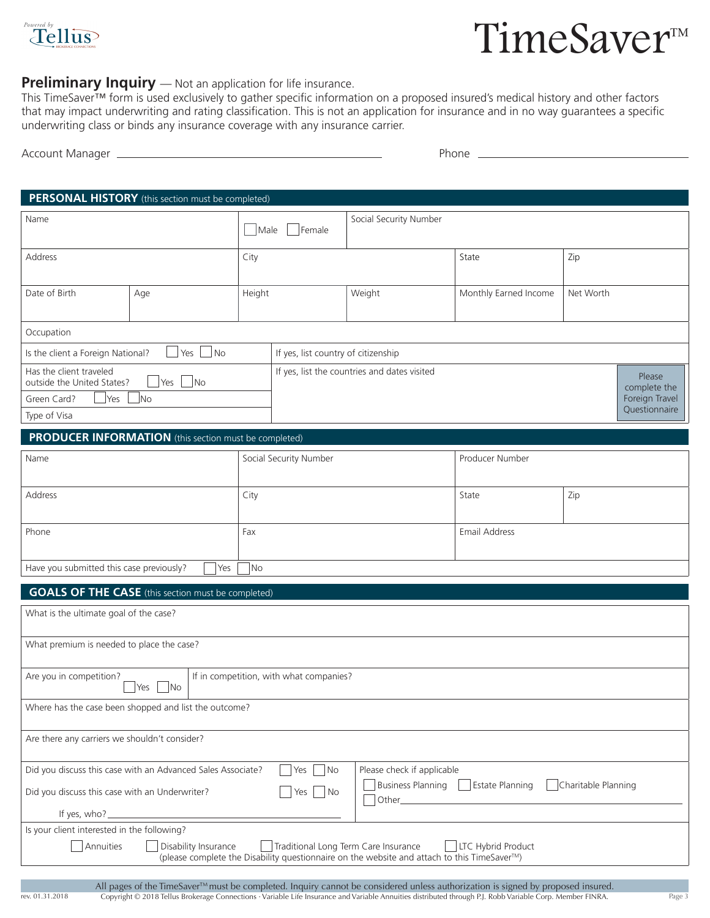Powered by Tellus Brokerage Connections

# TimeSaver™

## Preliminary Inquiry — Not an application for life insurance.

This TimeSaver™ form is used exclusively to gather specific information on a proposed insured's medical history and other factors that may impact underwriting and rating classification. This is not an application for insurance and in no way guarantees a specific underwriting class or binds any insurance coverage with any insurance carrier.

Account Manager ______________________ Phone ______________________

## PERSONAL HISTORY (this section must be completed)

| Name | | ☐ Male ☐ Female | Social Security Number | | |
|---|---|---|---|---|---|
| Address | | City | | State | Zip |
| Date of Birth | Age | Height | Weight | Monthly Earned Income | Net Worth |
| Occupation | | | | | |

Is the client a Foreign National? ☐ Yes ☐ No — If yes, list country of citizenship

Has the client traveled outside the United States? ☐ Yes ☐ No — If yes, list the countries and dates visited

Green Card? ☐ Yes ☐ No

Type of Visa

Please complete the Foreign Travel Questionnaire

## PRODUCER INFORMATION (this section must be completed)

| Name | Social Security Number | Producer Number | |
|---|---|---|---|
| Address | City | State | Zip |
| Phone | Fax | Email Address | |

Have you submitted this case previously? ☐ Yes ☐ No

## GOALS OF THE CASE (this section must be completed)

What is the ultimate goal of the case?

What premium is needed to place the case?

Are you in competition? ☐ Yes ☐ No — If in competition, with what companies?

Where has the case been shopped and list the outcome?

Are there any carriers we shouldn't consider?

Did you discuss this case with an Advanced Sales Associate? ☐ Yes ☐ No

Did you discuss this case with an Underwriter? ☐ Yes ☐ No

If yes, who? ______________________

Please check if applicable

☐ Business Planning ☐ Estate Planning ☐ Charitable Planning

☐ Other______________________

Is your client interested in the following?

☐ Annuities ☐ Disability Insurance ☐ Traditional Long Term Care Insurance ☐ LTC Hybrid Product

(please complete the Disability questionnaire on the website and attach to this TimeSaver™)

All pages of the TimeSaver™ must be completed. Inquiry cannot be considered unless authorization is signed by proposed insured.

rev. 01.31.2018 Copyright © 2018 Tellus Brokerage Connections · Variable Life Insurance and Variable Annuities distributed through P.J. Robb Variable Corp. Member FINRA.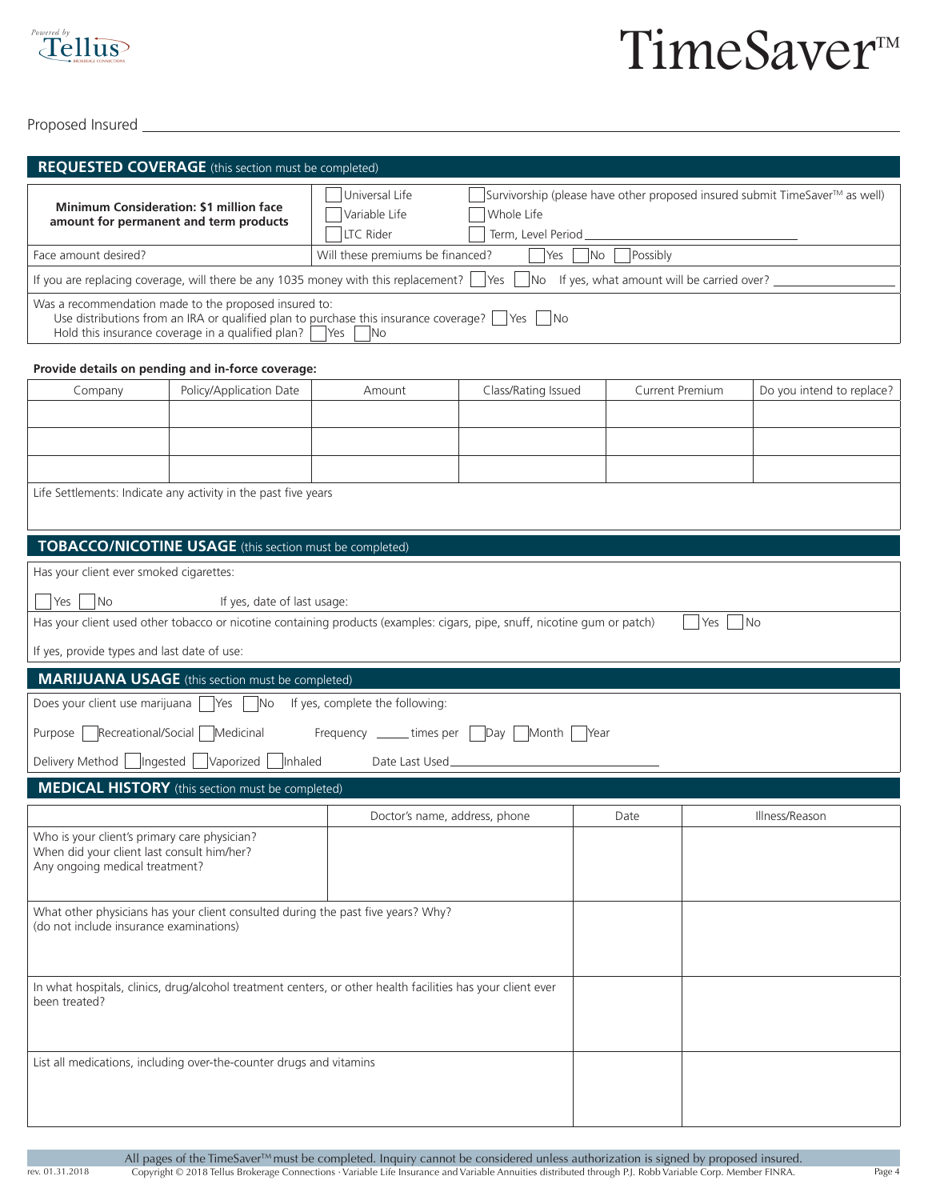# TimeSaver™

Proposed Insured ____________________________________________

## REQUESTED COVERAGE (this section must be completed)

| | | |
|---|---|---|
| **Minimum Consideration: $1 million face amount for permanent and term products** | ☐ Universal Life<br>☐ Variable Life<br>☐ LTC Rider | ☐ Survivorship (please have other proposed insured submit TimeSaver™ as well)<br>☐ Whole Life<br>☐ Term, Level Period ____________ |
| Face amount desired? | Will these premiums be financed? ☐ Yes ☐ No ☐ Possibly | |

If you are replacing coverage, will there be any 1035 money with this replacement? ☐ Yes ☐ No If yes, what amount will be carried over? ____________

Was a recommendation made to the proposed insured to:
Use distributions from an IRA or qualified plan to purchase this insurance coverage? ☐ Yes ☐ No
Hold this insurance coverage in a qualified plan? ☐ Yes ☐ No

**Provide details on pending and in-force coverage:**

| Company | Policy/Application Date | Amount | Class/Rating Issued | Current Premium | Do you intend to replace? |
|---|---|---|---|---|---|
| | | | | | |
| | | | | | |
| | | | | | |

Life Settlements: Indicate any activity in the past five years

## TOBACCO/NICOTINE USAGE (this section must be completed)

Has your client ever smoked cigarettes:

☐ Yes ☐ No If yes, date of last usage:

Has your client used other tobacco or nicotine containing products (examples: cigars, pipe, snuff, nicotine gum or patch) ☐ Yes ☐ No

If yes, provide types and last date of use:

## MARIJUANA USAGE (this section must be completed)

Does your client use marijuana ☐ Yes ☐ No If yes, complete the following:

Purpose ☐ Recreational/Social ☐ Medicinal Frequency ______ times per ☐ Day ☐ Month ☐ Year

Delivery Method ☐ Ingested ☐ Vaporized ☐ Inhaled Date Last Used ____________

## MEDICAL HISTORY (this section must be completed)

| | Doctor's name, address, phone | Date | Illness/Reason |
|---|---|---|---|
| Who is your client's primary care physician?<br>When did your client last consult him/her?<br>Any ongoing medical treatment? | | | |
| What other physicians has your client consulted during the past five years? Why?<br>(do not include insurance examinations) | | | |
| In what hospitals, clinics, drug/alcohol treatment centers, or other health facilities has your client ever been treated? | | | |
| List all medications, including over-the-counter drugs and vitamins | | | |

All pages of the TimeSaver™ must be completed. Inquiry cannot be considered unless authorization is signed by proposed insured.

rev. 01.31.2018 Copyright © 2018 Tellus Brokerage Connections · Variable Life Insurance and Variable Annuities distributed through P.J. Robb Variable Corp. Member FINRA.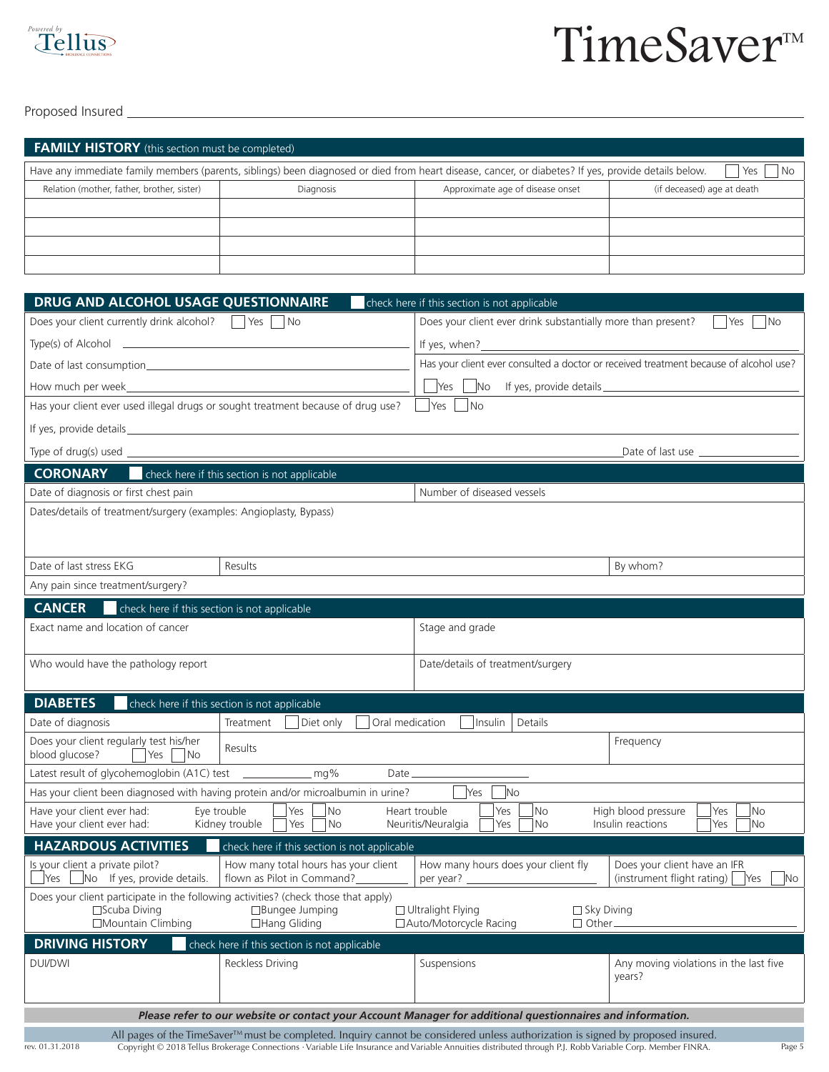Powered by Tellus

# TimeSaver™

Proposed Insured ______________________________

## FAMILY HISTORY (this section must be completed)

Have any immediate family members (parents, siblings) been diagnosed or died from heart disease, cancer, or diabetes? If yes, provide details below. ☐ Yes ☐ No

| Relation (mother, father, brother, sister) | Diagnosis | Approximate age of disease onset | (if deceased) age at death |
|---|---|---|---|
| | | | |
| | | | |
| | | | |
| | | | |

## DRUG AND ALCOHOL USAGE QUESTIONNAIRE ☐ check here if this section is not applicable

Does your client currently drink alcohol? ☐ Yes ☐ No

Does your client ever drink substantially more than present? ☐ Yes ☐ No

Type(s) of Alcohol ______________________

If yes, when? ______________________

Date of last consumption ______________________

Has your client ever consulted a doctor or received treatment because of alcohol use?

How much per week ______________________

☐ Yes ☐ No If yes, provide details ______________________

Has your client ever used illegal drugs or sought treatment because of drug use? ☐ Yes ☐ No

If yes, provide details ______________________

Type of drug(s) used ______________________ Date of last use ______________________

## CORONARY ☐ check here if this section is not applicable

| Date of diagnosis or first chest pain | | Number of diseased vessels | |
|---|---|---|---|
| Dates/details of treatment/surgery (examples: Angioplasty, Bypass) | | | |
| Date of last stress EKG | Results | | By whom? |
| Any pain since treatment/surgery? | | | |

## CANCER ☐ check here if this section is not applicable

| Exact name and location of cancer | Stage and grade |
|---|---|
| Who would have the pathology report | Date/details of treatment/surgery |

## DIABETES ☐ check here if this section is not applicable

| Date of diagnosis | Treatment ☐ Diet only ☐ Oral medication ☐ Insulin Details | |
|---|---|---|
| Does your client regularly test his/her blood glucose? ☐ Yes ☐ No | Results | Frequency |

Latest result of glycohemoglobin (A1C) test __________ mg% Date __________

Has your client been diagnosed with having protein and/or microalbumin in urine? ☐ Yes ☐ No

Have your client ever had: Eye trouble ☐ Yes ☐ No Heart trouble ☐ Yes ☐ No High blood pressure ☐ Yes ☐ No

Have your client ever had: Kidney trouble ☐ Yes ☐ No Neuritis/Neuralgia ☐ Yes ☐ No Insulin reactions ☐ Yes ☐ No

## HAZARDOUS ACTIVITIES ☐ check here if this section is not applicable

| Is your client a private pilot? ☐ Yes ☐ No If yes, provide details. | How many total hours has your client flown as Pilot in Command? ______ | How many hours does your client fly per year? ______ | Does your client have an IFR (instrument flight rating) ☐ Yes ☐ No |
|---|---|---|---|

Does your client participate in the following activities? (check those that apply)

- ☐ Scuba Diving
- ☐ Mountain Climbing
- ☐ Bungee Jumping
- ☐ Hang Gliding
- ☐ Ultralight Flying
- ☐ Auto/Motorcycle Racing
- ☐ Sky Diving
- ☐ Other ______________________

## DRIVING HISTORY ☐ check here if this section is not applicable

| DUI/DWI | Reckless Driving | Suspensions | Any moving violations in the last five years? |
|---|---|---|---|
| | | | |

***Please refer to our website or contact your Account Manager for additional questionnaires and information.***

All pages of the TimeSaver™ must be completed. Inquiry cannot be considered unless authorization is signed by proposed insured.

rev. 01.31.2018 Copyright © 2018 Tellus Brokerage Connections · Variable Life Insurance and Variable Annuities distributed through P.J. Robb Variable Corp. Member FINRA.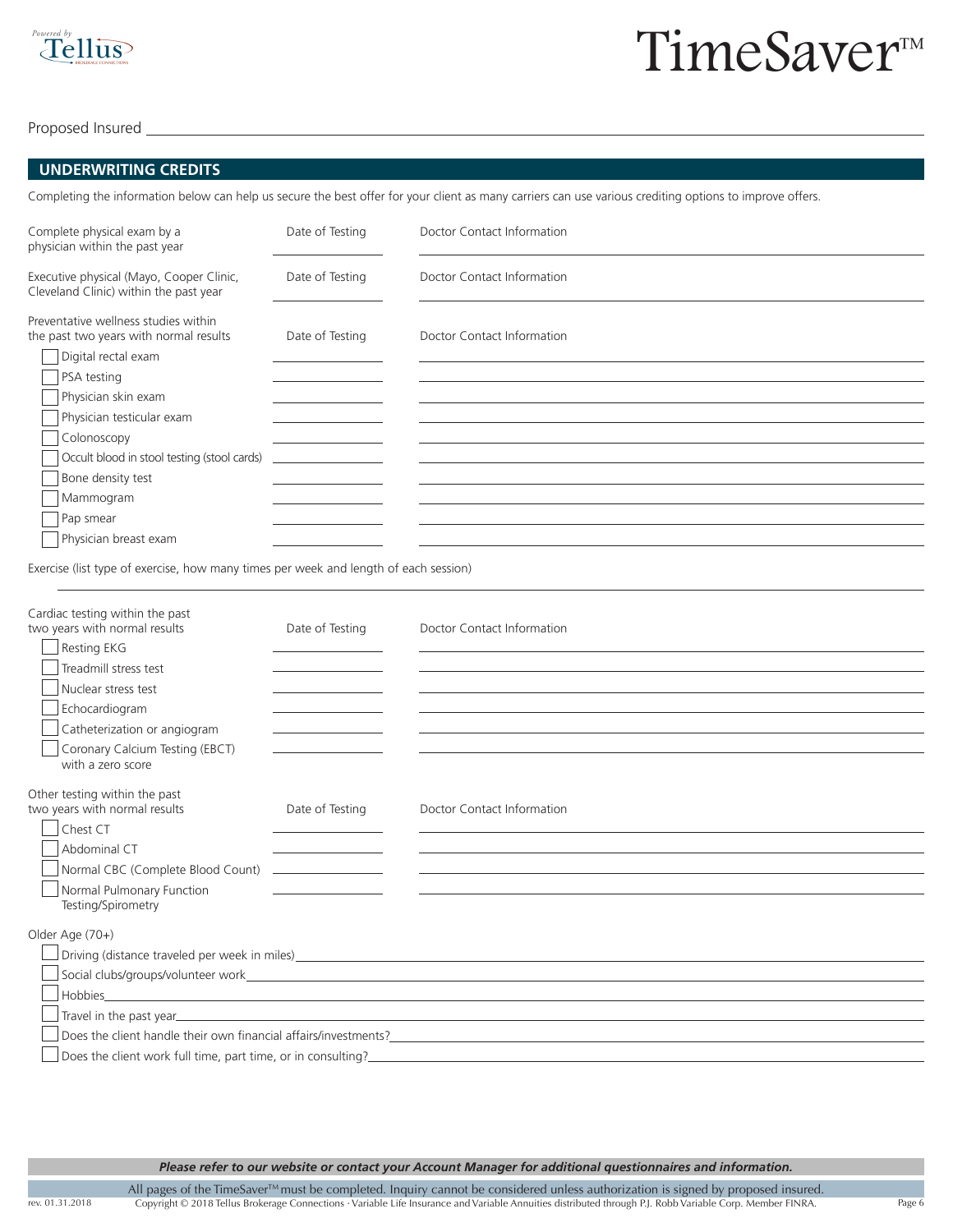TimeSaver™

Proposed Insured ______________________________

## UNDERWRITING CREDITS

Completing the information below can help us secure the best offer for your client as many carriers can use various crediting options to improve offers.

| | Date of Testing | Doctor Contact Information |
|---|---|---|
| Complete physical exam by a physician within the past year | | |
| Executive physical (Mayo, Cooper Clinic, Cleveland Clinic) within the past year | | |

| Preventative wellness studies within the past two years with normal results | Date of Testing | Doctor Contact Information |
|---|---|---|
| ☐ Digital rectal exam | | |
| ☐ PSA testing | | |
| ☐ Physician skin exam | | |
| ☐ Physician testicular exam | | |
| ☐ Colonoscopy | | |
| ☐ Occult blood in stool testing (stool cards) | | |
| ☐ Bone density test | | |
| ☐ Mammogram | | |
| ☐ Pap smear | | |
| ☐ Physician breast exam | | |

Exercise (list type of exercise, how many times per week and length of each session)

______________________________

| Cardiac testing within the past two years with normal results | Date of Testing | Doctor Contact Information |
|---|---|---|
| ☐ Resting EKG | | |
| ☐ Treadmill stress test | | |
| ☐ Nuclear stress test | | |
| ☐ Echocardiogram | | |
| ☐ Catheterization or angiogram | | |
| ☐ Coronary Calcium Testing (EBCT) with a zero score | | |

| Other testing within the past two years with normal results | Date of Testing | Doctor Contact Information |
|---|---|---|
| ☐ Chest CT | | |
| ☐ Abdominal CT | | |
| ☐ Normal CBC (Complete Blood Count) | | |
| ☐ Normal Pulmonary Function Testing/Spirometry | | |

Older Age (70+)

- ☐ Driving (distance traveled per week in miles) ______________________________
- ☐ Social clubs/groups/volunteer work ______________________________
- ☐ Hobbies ______________________________
- ☐ Travel in the past year ______________________________
- ☐ Does the client handle their own financial affairs/investments? ______________________________
- ☐ Does the client work full time, part time, or in consulting? ______________________________

***Please refer to our website or contact your Account Manager for additional questionnaires and information.***

All pages of the TimeSaver™ must be completed. Inquiry cannot be considered unless authorization is signed by proposed insured.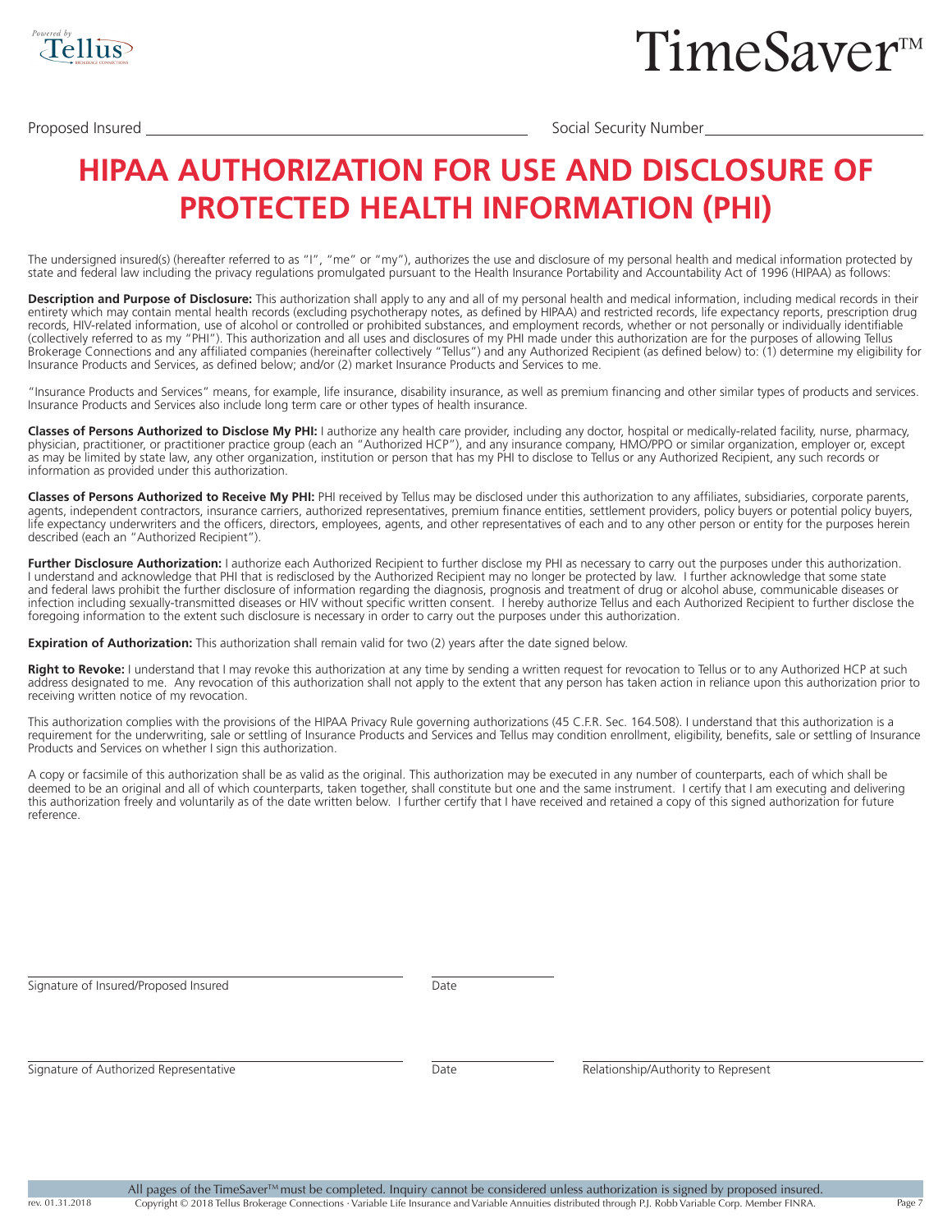Powered by Tellus

# TimeSaver™

Proposed Insured \_\_\_\_\_\_\_\_\_\_\_\_\_\_\_\_\_\_\_\_\_\_\_\_\_\_\_\_ Social Security Number \_\_\_\_\_\_\_\_\_\_\_\_\_\_\_\_\_\_\_\_

# HIPAA AUTHORIZATION FOR USE AND DISCLOSURE OF PROTECTED HEALTH INFORMATION (PHI)

The undersigned insured(s) (hereafter referred to as "I", "me" or "my"), authorizes the use and disclosure of my personal health and medical information protected by state and federal law including the privacy regulations promulgated pursuant to the Health Insurance Portability and Accountability Act of 1996 (HIPAA) as follows:

**Description and Purpose of Disclosure:** This authorization shall apply to any and all of my personal health and medical information, including medical records in their entirety which may contain mental health records (excluding psychotherapy notes, as defined by HIPAA) and restricted records, life expectancy reports, prescription drug records, HIV-related information, use of alcohol or controlled or prohibited substances, and employment records, whether or not personally or individually identifiable (collectively referred to as my "PHI"). This authorization and all uses and disclosures of my PHI made under this authorization are for the purposes of allowing Tellus Brokerage Connections and any affiliated companies (hereinafter collectively "Tellus") and any Authorized Recipient (as defined below) to: (1) determine my eligibility for Insurance Products and Services, as defined below; and/or (2) market Insurance Products and Services to me.

"Insurance Products and Services" means, for example, life insurance, disability insurance, as well as premium financing and other similar types of products and services. Insurance Products and Services also include long term care or other types of health insurance.

**Classes of Persons Authorized to Disclose My PHI:** I authorize any health care provider, including any doctor, hospital or medically-related facility, nurse, pharmacy, physician, practitioner, or practitioner practice group (each an "Authorized HCP"), and any insurance company, HMO/PPO or similar organization, employer or, except as may be limited by state law, any other organization, institution or person that has my PHI to disclose to Tellus or any Authorized Recipient, any such records or information as provided under this authorization.

**Classes of Persons Authorized to Receive My PHI:** PHI received by Tellus may be disclosed under this authorization to any affiliates, subsidiaries, corporate parents, agents, independent contractors, insurance carriers, authorized representatives, premium finance entities, settlement providers, policy buyers or potential policy buyers, life expectancy underwriters and the officers, directors, employees, agents, and other representatives of each and to any other person or entity for the purposes herein described (each an "Authorized Recipient").

**Further Disclosure Authorization:** I authorize each Authorized Recipient to further disclose my PHI as necessary to carry out the purposes under this authorization. I understand and acknowledge that PHI that is redisclosed by the Authorized Recipient may no longer be protected by law. I further acknowledge that some state and federal laws prohibit the further disclosure of information regarding the diagnosis, prognosis and treatment of drug or alcohol abuse, communicable diseases or infection including sexually-transmitted diseases or HIV without specific written consent. I hereby authorize Tellus and each Authorized Recipient to further disclose the foregoing information to the extent such disclosure is necessary in order to carry out the purposes under this authorization.

**Expiration of Authorization:** This authorization shall remain valid for two (2) years after the date signed below.

**Right to Revoke:** I understand that I may revoke this authorization at any time by sending a written request for revocation to Tellus or to any Authorized HCP at such address designated to me. Any revocation of this authorization shall not apply to the extent that any person has taken action in reliance upon this authorization prior to receiving written notice of my revocation.

This authorization complies with the provisions of the HIPAA Privacy Rule governing authorizations (45 C.F.R. Sec. 164.508). I understand that this authorization is a requirement for the underwriting, sale or settling of Insurance Products and Services and Tellus may condition enrollment, eligibility, benefits, sale or settling of Insurance Products and Services on whether I sign this authorization.

A copy or facsimile of this authorization shall be as valid as the original. This authorization may be executed in any number of counterparts, each of which shall be deemed to be an original and all of which counterparts, taken together, shall constitute but one and the same instrument. I certify that I am executing and delivering this authorization freely and voluntarily as of the date written below. I further certify that I have received and retained a copy of this signed authorization for future reference.

\_\_\_\_\_\_\_\_\_\_\_\_\_\_\_\_\_\_\_\_\_\_\_\_\_\_\_\_ \_\_\_\_\_\_\_\_\_\_\_\_
Signature of Insured/Proposed Insured Date

\_\_\_\_\_\_\_\_\_\_\_\_\_\_\_\_\_\_\_\_\_\_\_\_\_\_\_\_ \_\_\_\_\_\_\_\_\_\_\_\_ \_\_\_\_\_\_\_\_\_\_\_\_\_\_\_\_\_\_\_\_\_\_\_\_
Signature of Authorized Representative Date Relationship/Authority to Represent

All pages of the TimeSaver™ must be completed. Inquiry cannot be considered unless authorization is signed by proposed insured.

rev. 01.31.2018 Copyright © 2018 Tellus Brokerage Connections · Variable Life Insurance and Variable Annuities distributed through P.J. Robb Variable Corp. Member FINRA.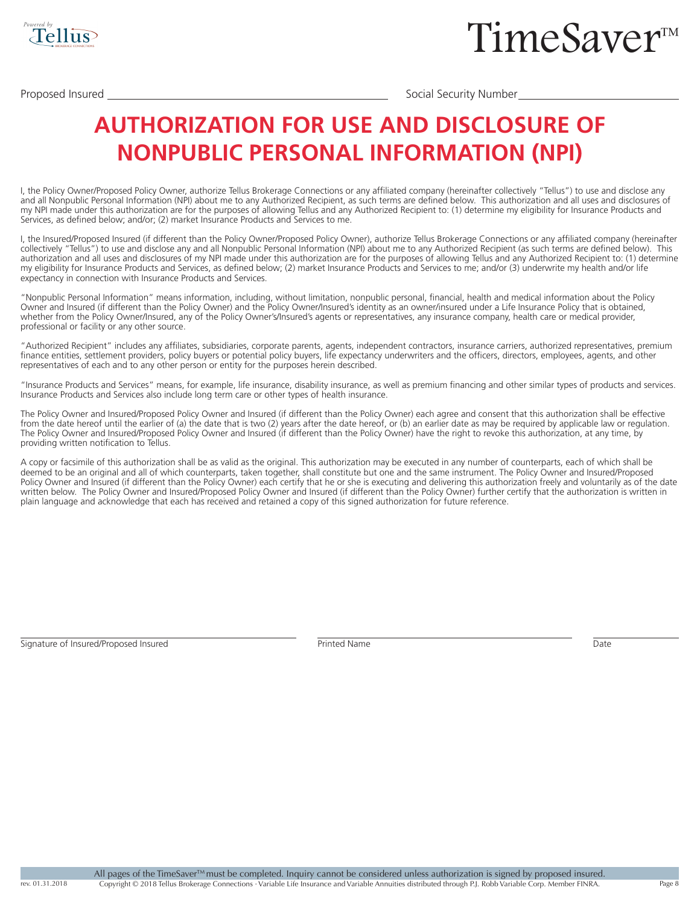Proposed Insured \_\_\_\_\_\_\_\_\_\_\_\_\_\_\_\_\_\_\_\_\_\_\_\_\_\_ Social Security Number \_\_\_\_\_\_\_\_\_\_\_\_\_\_\_\_\_\_\_\_

# AUTHORIZATION FOR USE AND DISCLOSURE OF NONPUBLIC PERSONAL INFORMATION (NPI)

I, the Policy Owner/Proposed Policy Owner, authorize Tellus Brokerage Connections or any affiliated company (hereinafter collectively "Tellus") to use and disclose any and all Nonpublic Personal Information (NPI) about me to any Authorized Recipient, as such terms are defined below. This authorization and all uses and disclosures of my NPI made under this authorization are for the purposes of allowing Tellus and any Authorized Recipient to: (1) determine my eligibility for Insurance Products and Services, as defined below; and/or; (2) market Insurance Products and Services to me.

I, the Insured/Proposed Insured (if different than the Policy Owner/Proposed Policy Owner), authorize Tellus Brokerage Connections or any affiliated company (hereinafter collectively "Tellus") to use and disclose any and all Nonpublic Personal Information (NPI) about me to any Authorized Recipient (as such terms are defined below). This authorization and all uses and disclosures of my NPI made under this authorization are for the purposes of allowing Tellus and any Authorized Recipient to: (1) determine my eligibility for Insurance Products and Services, as defined below; (2) market Insurance Products and Services to me; and/or (3) underwrite my health and/or life expectancy in connection with Insurance Products and Services.

"Nonpublic Personal Information" means information, including, without limitation, nonpublic personal, financial, health and medical information about the Policy Owner and Insured (if different than the Policy Owner) and the Policy Owner/Insured's identity as an owner/insured under a Life Insurance Policy that is obtained, whether from the Policy Owner/Insured, any of the Policy Owner's/Insured's agents or representatives, any insurance company, health care or medical provider, professional or facility or any other source.

"Authorized Recipient" includes any affiliates, subsidiaries, corporate parents, agents, independent contractors, insurance carriers, authorized representatives, premium finance entities, settlement providers, policy buyers or potential policy buyers, life expectancy underwriters and the officers, directors, employees, agents, and other representatives of each and to any other person or entity for the purposes herein described.

"Insurance Products and Services" means, for example, life insurance, disability insurance, as well as premium financing and other similar types of products and services. Insurance Products and Services also include long term care or other types of health insurance.

The Policy Owner and Insured/Proposed Policy Owner and Insured (if different than the Policy Owner) each agree and consent that this authorization shall be effective from the date hereof until the earlier of (a) the date that is two (2) years after the date hereof, or (b) an earlier date as may be required by applicable law or regulation. The Policy Owner and Insured/Proposed Policy Owner and Insured (if different than the Policy Owner) have the right to revoke this authorization, at any time, by providing written notification to Tellus.

A copy or facsimile of this authorization shall be as valid as the original. This authorization may be executed in any number of counterparts, each of which shall be deemed to be an original and all of which counterparts, taken together, shall constitute but one and the same instrument. The Policy Owner and Insured/Proposed Policy Owner and Insured (if different than the Policy Owner) each certify that he or she is executing and delivering this authorization freely and voluntarily as of the date written below. The Policy Owner and Insured/Proposed Policy Owner and Insured (if different than the Policy Owner) further certify that the authorization is written in plain language and acknowledge that each has received and retained a copy of this signed authorization for future reference.

\_\_\_\_\_\_\_\_\_\_\_\_\_\_\_\_\_\_\_\_\_\_\_\_\_\_ \_\_\_\_\_\_\_\_\_\_\_\_\_\_\_\_\_\_\_\_\_\_\_\_\_\_ \_\_\_\_\_\_\_\_\_\_\_\_

Signature of Insured/Proposed Insured | Printed Name | Date

All pages of the TimeSaver™ must be completed. Inquiry cannot be considered unless authorization is signed by proposed insured.

rev. 01.31.2018 Copyright © 2018 Tellus Brokerage Connections · Variable Life Insurance and Variable Annuities distributed through P.J. Robb Variable Corp. Member FINRA.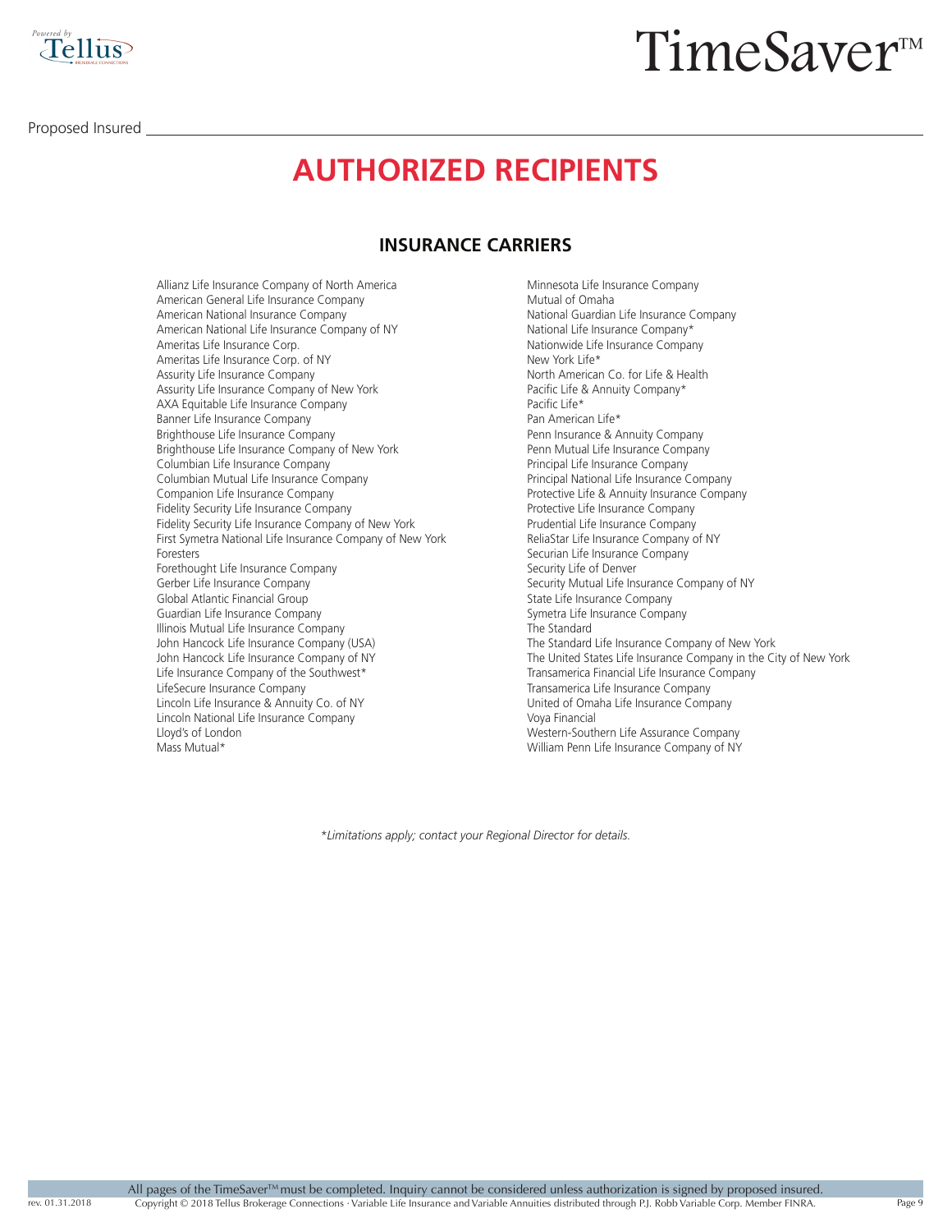Proposed Insured ____________________

# AUTHORIZED RECIPIENTS

## INSURANCE CARRIERS

Allianz Life Insurance Company of North America
American General Life Insurance Company
American National Insurance Company
American National Life Insurance Company of NY
Ameritas Life Insurance Corp.
Ameritas Life Insurance Corp. of NY
Assurity Life Insurance Company
Assurity Life Insurance Company of New York
AXA Equitable Life Insurance Company
Banner Life Insurance Company
Brighthouse Life Insurance Company
Brighthouse Life Insurance Company of New York
Columbian Life Insurance Company
Columbian Mutual Life Insurance Company
Companion Life Insurance Company
Fidelity Security Life Insurance Company
Fidelity Security Life Insurance Company of New York
First Symetra National Life Insurance Company of New York
Foresters
Forethought Life Insurance Company
Gerber Life Insurance Company
Global Atlantic Financial Group
Guardian Life Insurance Company
Illinois Mutual Life Insurance Company
John Hancock Life Insurance Company (USA)
John Hancock Life Insurance Company of NY
Life Insurance Company of the Southwest*
LifeSecure Insurance Company
Lincoln Life Insurance & Annuity Co. of NY
Lincoln National Life Insurance Company
Lloyd's of London
Mass Mutual*
Minnesota Life Insurance Company
Mutual of Omaha
National Guardian Life Insurance Company
National Life Insurance Company*
Nationwide Life Insurance Company
New York Life*
North American Co. for Life & Health
Pacific Life & Annuity Company*
Pacific Life*
Pan American Life*
Penn Insurance & Annuity Company
Penn Mutual Life Insurance Company
Principal Life Insurance Company
Principal National Life Insurance Company
Protective Life & Annuity Insurance Company
Protective Life Insurance Company
Prudential Life Insurance Company
ReliaStar Life Insurance Company of NY
Securian Life Insurance Company
Security Life of Denver
Security Mutual Life Insurance Company of NY
State Life Insurance Company
Symetra Life Insurance Company
The Standard
The Standard Life Insurance Company of New York
The United States Life Insurance Company in the City of New York
Transamerica Financial Life Insurance Company
Transamerica Life Insurance Company
United of Omaha Life Insurance Company
Voya Financial
Western-Southern Life Assurance Company
William Penn Life Insurance Company of NY

*\*Limitations apply; contact your Regional Director for details.*

All pages of the TimeSaver™ must be completed. Inquiry cannot be considered unless authorization is signed by proposed insured.

rev. 01.31.2018 Copyright © 2018 Tellus Brokerage Connections · Variable Life Insurance and Variable Annuities distributed through P.J. Robb Variable Corp. Member FINRA.